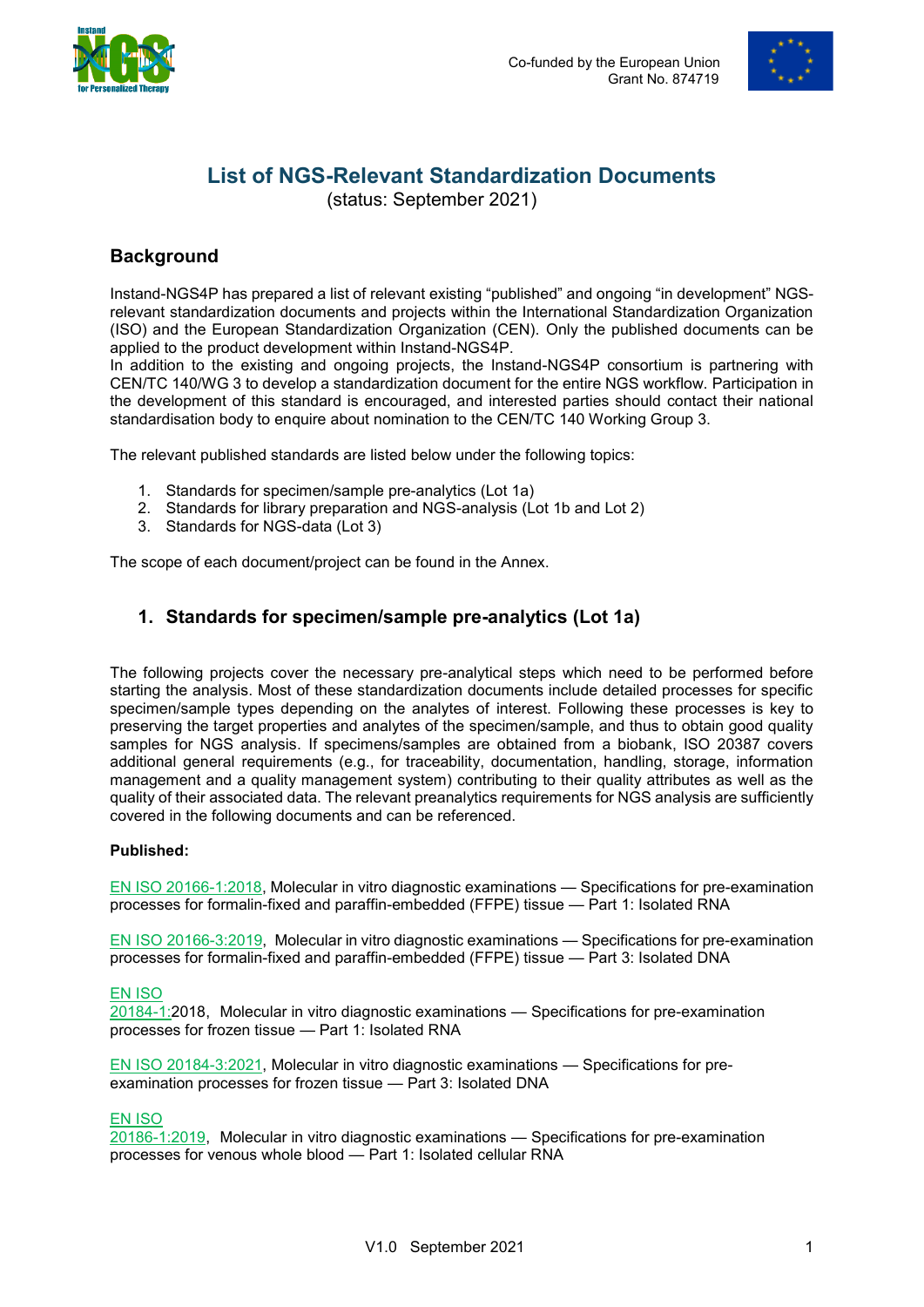# List of NGS-Relevant Standardization Documents

(status: September 2021)

## Background

Instand-NGS4P has prepared a list of relevant existing "published" and ongoing "in development" NGS-relevant standardization documents and projects within the International Standardization Organization (ISO) and the European Standardization Organization (CEN). Only the published documents can be applied to the product development within Instand-NGS4P.

In addition to the existing and ongoing projects, the Instand-NGS4P consortium is partnering with CEN/TC 140/WG 3 to develop a standardization document for the entire NGS workflow. Participation in the development of this standard is encouraged, and interested parties should contact their national standardisation body to enquire about nomination to the CEN/TC 140 Working Group 3.

The relevant published standards are listed below under the following topics:

1. Standards for specimen/sample pre-analytics (Lot 1a)
2. Standards for library preparation and NGS-analysis (Lot 1b and Lot 2)
3. Standards for NGS-data (Lot 3)

The scope of each document/project can be found in the Annex.

## 1. Standards for specimen/sample pre-analytics (Lot 1a)

The following projects cover the necessary pre-analytical steps which need to be performed before starting the analysis. Most of these standardization documents include detailed processes for specific specimen/sample types depending on the analytes of interest. Following these processes is key to preserving the target properties and analytes of the specimen/sample, and thus to obtain good quality samples for NGS analysis. If specimens/samples are obtained from a biobank, ISO 20387 covers additional general requirements (e.g., for traceability, documentation, handling, storage, information management and a quality management system) contributing to their quality attributes as well as the quality of their associated data. The relevant preanalytics requirements for NGS analysis are sufficiently covered in the following documents and can be referenced.

**Published:**

EN ISO 20166-1:2018, Molecular in vitro diagnostic examinations — Specifications for pre-examination processes for formalin-fixed and paraffin-embedded (FFPE) tissue — Part 1: Isolated RNA

EN ISO 20166-3:2019, Molecular in vitro diagnostic examinations — Specifications for pre-examination processes for formalin-fixed and paraffin-embedded (FFPE) tissue — Part 3: Isolated DNA

EN ISO 20184-1:2018, Molecular in vitro diagnostic examinations — Specifications for pre-examination processes for frozen tissue — Part 1: Isolated RNA

EN ISO 20184-3:2021, Molecular in vitro diagnostic examinations — Specifications for pre-examination processes for frozen tissue — Part 3: Isolated DNA

EN ISO 20186-1:2019, Molecular in vitro diagnostic examinations — Specifications for pre-examination processes for venous whole blood — Part 1: Isolated cellular RNA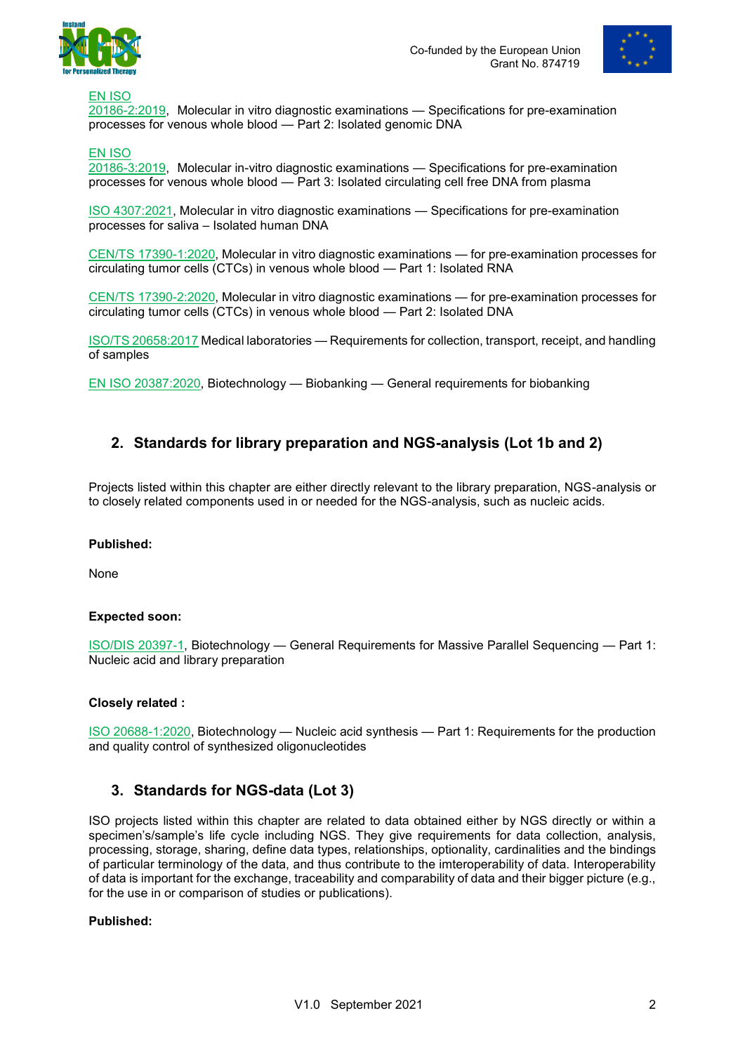EN ISO 20186-2:2019, Molecular in vitro diagnostic examinations — Specifications for pre-examination processes for venous whole blood — Part 2: Isolated genomic DNA

EN ISO 20186-3:2019, Molecular in-vitro diagnostic examinations — Specifications for pre-examination processes for venous whole blood — Part 3: Isolated circulating cell free DNA from plasma

ISO 4307:2021, Molecular in vitro diagnostic examinations — Specifications for pre-examination processes for saliva – Isolated human DNA

CEN/TS 17390-1:2020, Molecular in vitro diagnostic examinations — for pre-examination processes for circulating tumor cells (CTCs) in venous whole blood — Part 1: Isolated RNA

CEN/TS 17390-2:2020, Molecular in vitro diagnostic examinations — for pre-examination processes for circulating tumor cells (CTCs) in venous whole blood — Part 2: Isolated DNA

ISO/TS 20658:2017 Medical laboratories — Requirements for collection, transport, receipt, and handling of samples

EN ISO 20387:2020, Biotechnology — Biobanking — General requirements for biobanking

## 2. Standards for library preparation and NGS-analysis (Lot 1b and 2)

Projects listed within this chapter are either directly relevant to the library preparation, NGS-analysis or to closely related components used in or needed for the NGS-analysis, such as nucleic acids.

**Published:**

None

**Expected soon:**

ISO/DIS 20397-1, Biotechnology — General Requirements for Massive Parallel Sequencing — Part 1: Nucleic acid and library preparation

**Closely related :**

ISO 20688-1:2020, Biotechnology — Nucleic acid synthesis — Part 1: Requirements for the production and quality control of synthesized oligonucleotides

## 3. Standards for NGS-data (Lot 3)

ISO projects listed within this chapter are related to data obtained either by NGS directly or within a specimen's/sample's life cycle including NGS. They give requirements for data collection, analysis, processing, storage, sharing, define data types, relationships, optionality, cardinalities and the bindings of particular terminology of the data, and thus contribute to the imteroperability of data. Interoperability of data is important for the exchange, traceability and comparability of data and their bigger picture (e.g., for the use in or comparison of studies or publications).

**Published:**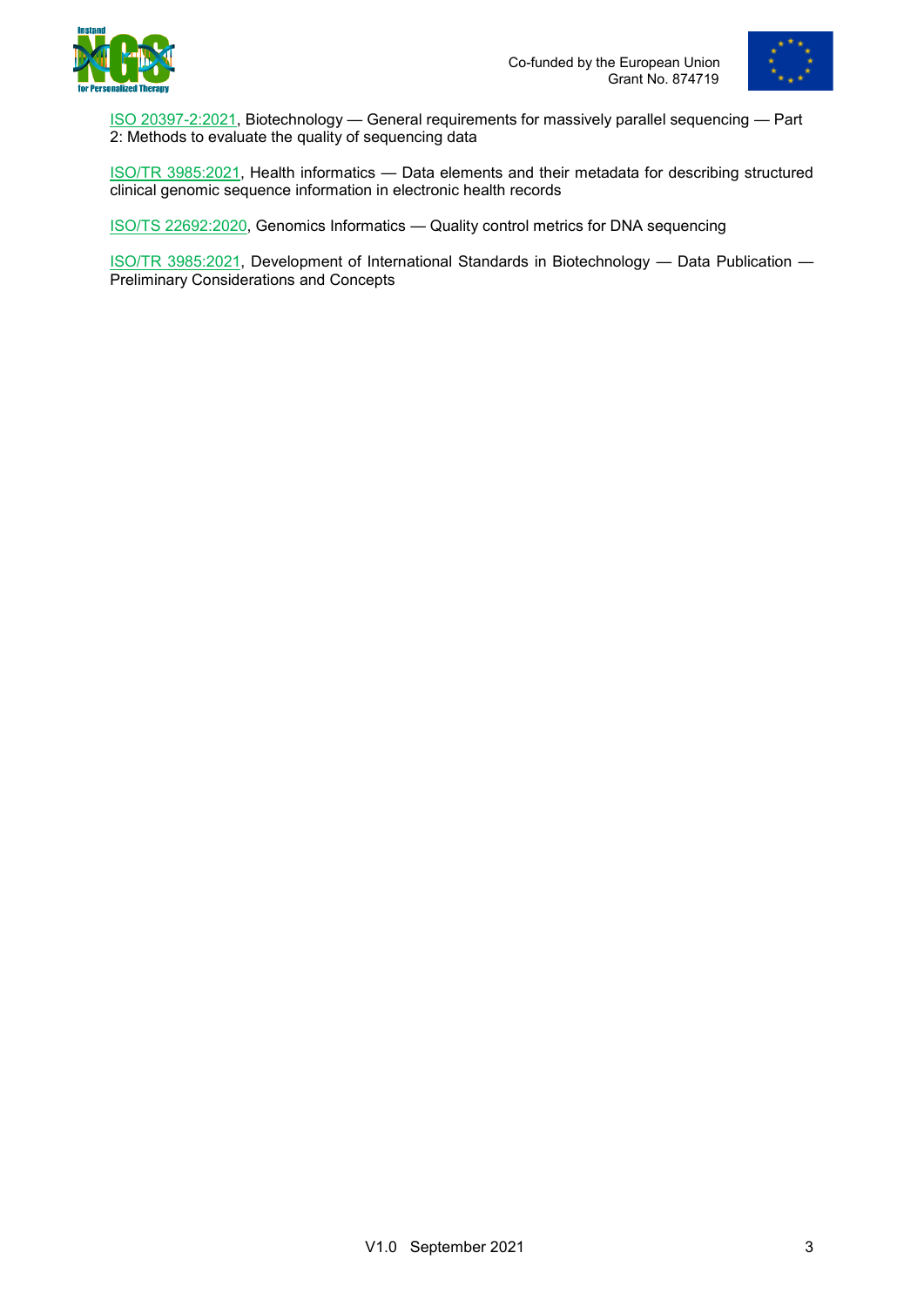ISO 20397-2:2021, Biotechnology — General requirements for massively parallel sequencing — Part 2: Methods to evaluate the quality of sequencing data

ISO/TR 3985:2021, Health informatics — Data elements and their metadata for describing structured clinical genomic sequence information in electronic health records

ISO/TS 22692:2020, Genomics Informatics — Quality control metrics for DNA sequencing

ISO/TR 3985:2021, Development of International Standards in Biotechnology — Data Publication — Preliminary Considerations and Concepts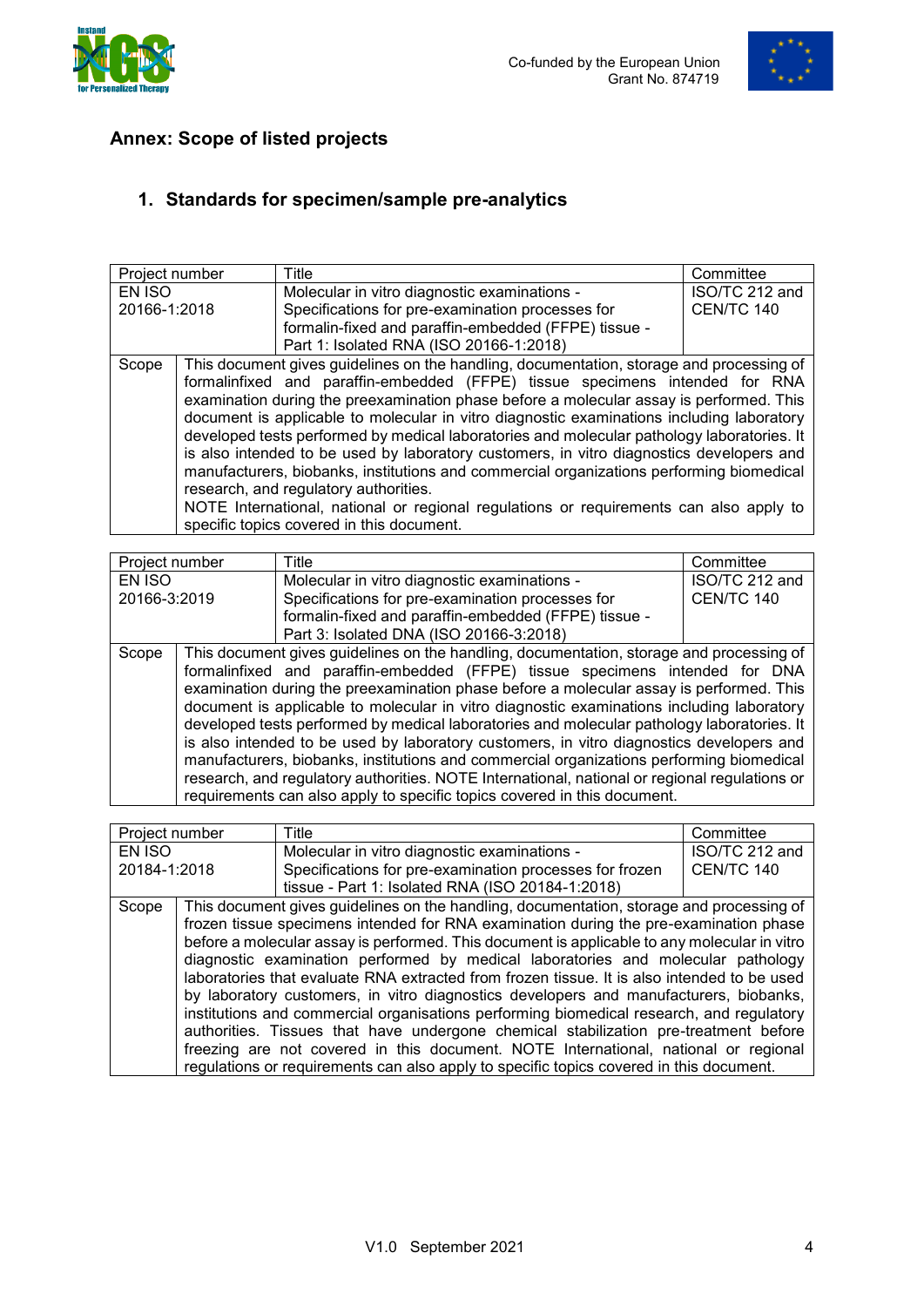## Annex: Scope of listed projects

### 1. Standards for specimen/sample pre-analytics

| Project number | Title | Committee |
|---|---|---|
| EN ISO 20166-1:2018 | Molecular in vitro diagnostic examinations - Specifications for pre-examination processes for formalin-fixed and paraffin-embedded (FFPE) tissue - Part 1: Isolated RNA (ISO 20166-1:2018) | ISO/TC 212 and CEN/TC 140 |
| Scope | This document gives guidelines on the handling, documentation, storage and processing of formalinfixed and paraffin-embedded (FFPE) tissue specimens intended for RNA examination during the preexamination phase before a molecular assay is performed. This document is applicable to molecular in vitro diagnostic examinations including laboratory developed tests performed by medical laboratories and molecular pathology laboratories. It is also intended to be used by laboratory customers, in vitro diagnostics developers and manufacturers, biobanks, institutions and commercial organizations performing biomedical research, and regulatory authorities.<br>NOTE International, national or regional regulations or requirements can also apply to specific topics covered in this document. | |

| Project number | Title | Committee |
|---|---|---|
| EN ISO 20166-3:2019 | Molecular in vitro diagnostic examinations - Specifications for pre-examination processes for formalin-fixed and paraffin-embedded (FFPE) tissue - Part 3: Isolated DNA (ISO 20166-3:2018) | ISO/TC 212 and CEN/TC 140 |
| Scope | This document gives guidelines on the handling, documentation, storage and processing of formalinfixed and paraffin-embedded (FFPE) tissue specimens intended for DNA examination during the preexamination phase before a molecular assay is performed. This document is applicable to molecular in vitro diagnostic examinations including laboratory developed tests performed by medical laboratories and molecular pathology laboratories. It is also intended to be used by laboratory customers, in vitro diagnostics developers and manufacturers, biobanks, institutions and commercial organizations performing biomedical research, and regulatory authorities. NOTE International, national or regional regulations or requirements can also apply to specific topics covered in this document. | |

| Project number | Title | Committee |
|---|---|---|
| EN ISO 20184-1:2018 | Molecular in vitro diagnostic examinations - Specifications for pre-examination processes for frozen tissue - Part 1: Isolated RNA (ISO 20184-1:2018) | ISO/TC 212 and CEN/TC 140 |
| Scope | This document gives guidelines on the handling, documentation, storage and processing of frozen tissue specimens intended for RNA examination during the pre-examination phase before a molecular assay is performed. This document is applicable to any molecular in vitro diagnostic examination performed by medical laboratories and molecular pathology laboratories that evaluate RNA extracted from frozen tissue. It is also intended to be used by laboratory customers, in vitro diagnostics developers and manufacturers, biobanks, institutions and commercial organisations performing biomedical research, and regulatory authorities. Tissues that have undergone chemical stabilization pre-treatment before freezing are not covered in this document. NOTE International, national or regional regulations or requirements can also apply to specific topics covered in this document. | |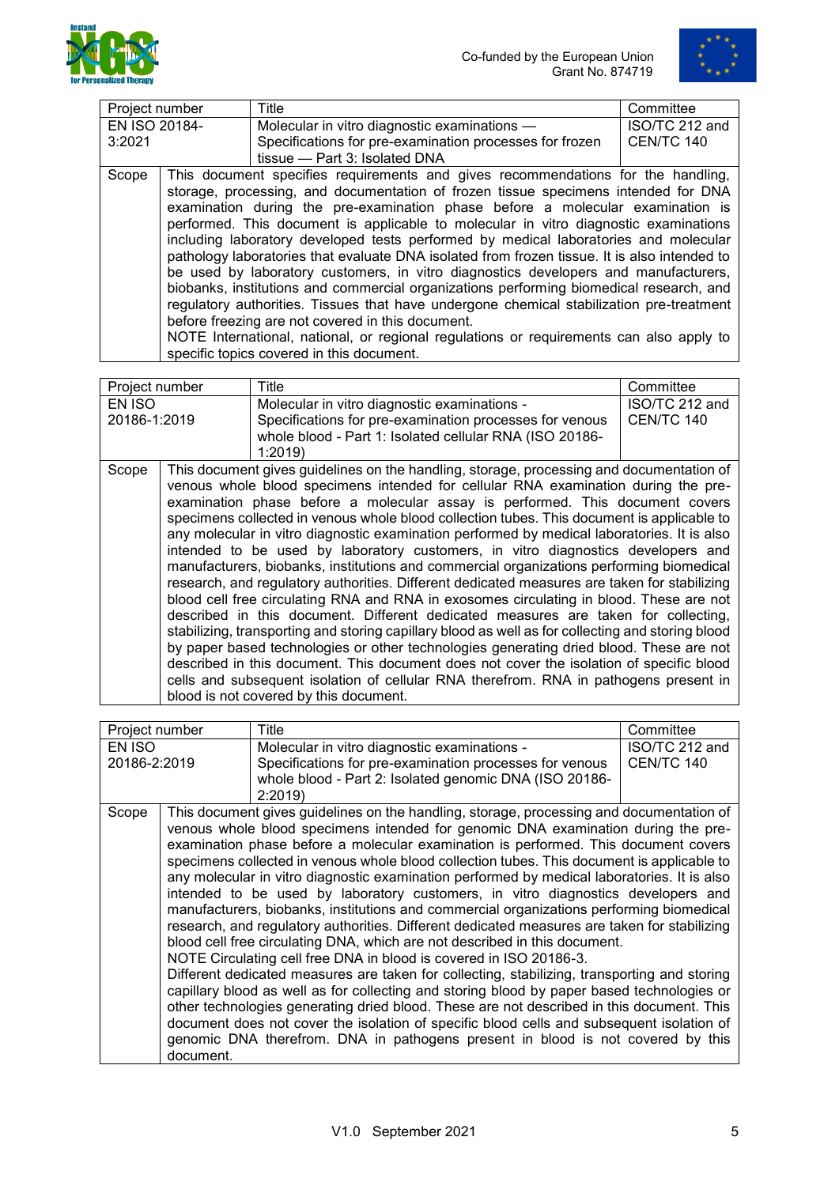| Project number | Title | Committee |
|---|---|---|
| EN ISO 20184-3:2021 | Molecular in vitro diagnostic examinations — Specifications for pre-examination processes for frozen tissue — Part 3: Isolated DNA | ISO/TC 212 and CEN/TC 140 |
| Scope | This document specifies requirements and gives recommendations for the handling, storage, processing, and documentation of frozen tissue specimens intended for DNA examination during the pre-examination phase before a molecular examination is performed. This document is applicable to molecular in vitro diagnostic examinations including laboratory developed tests performed by medical laboratories and molecular pathology laboratories that evaluate DNA isolated from frozen tissue. It is also intended to be used by laboratory customers, in vitro diagnostics developers and manufacturers, biobanks, institutions and commercial organizations performing biomedical research, and regulatory authorities. Tissues that have undergone chemical stabilization pre-treatment before freezing are not covered in this document.<br>NOTE International, national, or regional regulations or requirements can also apply to specific topics covered in this document. | |

| Project number | Title | Committee |
|---|---|---|
| EN ISO 20186-1:2019 | Molecular in vitro diagnostic examinations - Specifications for pre-examination processes for venous whole blood - Part 1: Isolated cellular RNA (ISO 20186-1:2019) | ISO/TC 212 and CEN/TC 140 |
| Scope | This document gives guidelines on the handling, storage, processing and documentation of venous whole blood specimens intended for cellular RNA examination during the pre-examination phase before a molecular assay is performed. This document covers specimens collected in venous whole blood collection tubes. This document is applicable to any molecular in vitro diagnostic examination performed by medical laboratories. It is also intended to be used by laboratory customers, in vitro diagnostics developers and manufacturers, biobanks, institutions and commercial organizations performing biomedical research, and regulatory authorities. Different dedicated measures are taken for stabilizing blood cell free circulating RNA and RNA in exosomes circulating in blood. These are not described in this document. Different dedicated measures are taken for collecting, stabilizing, transporting and storing capillary blood as well as for collecting and storing blood by paper based technologies or other technologies generating dried blood. These are not described in this document. This document does not cover the isolation of specific blood cells and subsequent isolation of cellular RNA therefrom. RNA in pathogens present in blood is not covered by this document. | |

| Project number | Title | Committee |
|---|---|---|
| EN ISO 20186-2:2019 | Molecular in vitro diagnostic examinations - Specifications for pre-examination processes for venous whole blood - Part 2: Isolated genomic DNA (ISO 20186-2:2019) | ISO/TC 212 and CEN/TC 140 |
| Scope | This document gives guidelines on the handling, storage, processing and documentation of venous whole blood specimens intended for genomic DNA examination during the pre-examination phase before a molecular examination is performed. This document covers specimens collected in venous whole blood collection tubes. This document is applicable to any molecular in vitro diagnostic examination performed by medical laboratories. It is also intended to be used by laboratory customers, in vitro diagnostics developers and manufacturers, biobanks, institutions and commercial organizations performing biomedical research, and regulatory authorities. Different dedicated measures are taken for stabilizing blood cell free circulating DNA, which are not described in this document.<br>NOTE Circulating cell free DNA in blood is covered in ISO 20186-3.<br>Different dedicated measures are taken for collecting, stabilizing, transporting and storing capillary blood as well as for collecting and storing blood by paper based technologies or other technologies generating dried blood. These are not described in this document. This document does not cover the isolation of specific blood cells and subsequent isolation of genomic DNA therefrom. DNA in pathogens present in blood is not covered by this document. | |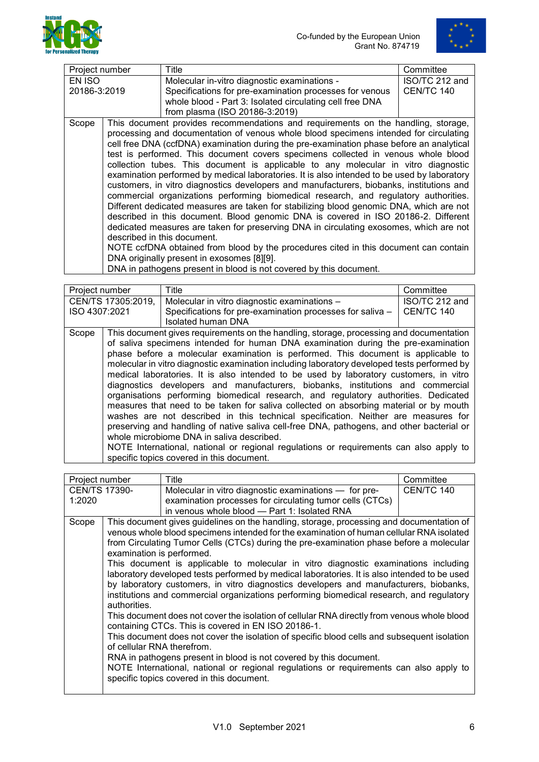| Project number | Title | Committee |
|---|---|---|
| EN ISO 20186-3:2019 | Molecular in-vitro diagnostic examinations - Specifications for pre-examination processes for venous whole blood - Part 3: Isolated circulating cell free DNA from plasma (ISO 20186-3:2019) | ISO/TC 212 and CEN/TC 140 |
| Scope | This document provides recommendations and requirements on the handling, storage, processing and documentation of venous whole blood specimens intended for circulating cell free DNA (ccfDNA) examination during the pre-examination phase before an analytical test is performed. This document covers specimens collected in venous whole blood collection tubes. This document is applicable to any molecular in vitro diagnostic examination performed by medical laboratories. It is also intended to be used by laboratory customers, in vitro diagnostics developers and manufacturers, biobanks, institutions and commercial organizations performing biomedical research, and regulatory authorities. Different dedicated measures are taken for stabilizing blood genomic DNA, which are not described in this document. Blood genomic DNA is covered in ISO 20186-2. Different dedicated measures are taken for preserving DNA in circulating exosomes, which are not described in this document.<br>NOTE ccfDNA obtained from blood by the procedures cited in this document can contain DNA originally present in exosomes [8][9].<br>DNA in pathogens present in blood is not covered by this document. | |

| Project number | Title | Committee |
|---|---|---|
| CEN/TS 17305:2019, ISO 4307:2021 | Molecular in vitro diagnostic examinations – Specifications for pre-examination processes for saliva – Isolated human DNA | ISO/TC 212 and CEN/TC 140 |
| Scope | This document gives requirements on the handling, storage, processing and documentation of saliva specimens intended for human DNA examination during the pre-examination phase before a molecular examination is performed. This document is applicable to molecular in vitro diagnostic examination including laboratory developed tests performed by medical laboratories. It is also intended to be used by laboratory customers, in vitro diagnostics developers and manufacturers, biobanks, institutions and commercial organisations performing biomedical research, and regulatory authorities. Dedicated measures that need to be taken for saliva collected on absorbing material or by mouth washes are not described in this technical specification. Neither are measures for preserving and handling of native saliva cell-free DNA, pathogens, and other bacterial or whole microbiome DNA in saliva described.<br>NOTE International, national or regional regulations or requirements can also apply to specific topics covered in this document. | |

| Project number | Title | Committee |
|---|---|---|
| CEN/TS 17390-1:2020 | Molecular in vitro diagnostic examinations — for pre-examination processes for circulating tumor cells (CTCs) in venous whole blood — Part 1: Isolated RNA | CEN/TC 140 |
| Scope | This document gives guidelines on the handling, storage, processing and documentation of venous whole blood specimens intended for the examination of human cellular RNA isolated from Circulating Tumor Cells (CTCs) during the pre-examination phase before a molecular examination is performed.<br>This document is applicable to molecular in vitro diagnostic examinations including laboratory developed tests performed by medical laboratories. It is also intended to be used by laboratory customers, in vitro diagnostics developers and manufacturers, biobanks, institutions and commercial organizations performing biomedical research, and regulatory authorities.<br>This document does not cover the isolation of cellular RNA directly from venous whole blood containing CTCs. This is covered in EN ISO 20186-1.<br>This document does not cover the isolation of specific blood cells and subsequent isolation of cellular RNA therefrom.<br>RNA in pathogens present in blood is not covered by this document.<br>NOTE International, national or regional regulations or requirements can also apply to specific topics covered in this document. | |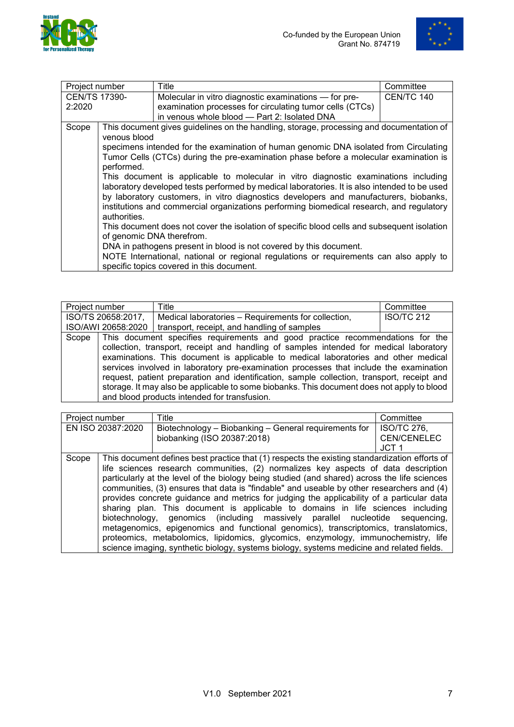| Project number | Title | Committee |
|---|---|---|
| CEN/TS 17390-2:2020 | Molecular in vitro diagnostic examinations — for pre-examination processes for circulating tumor cells (CTCs) in venous whole blood — Part 2: Isolated DNA | CEN/TC 140 |
| Scope | This document gives guidelines on the handling, storage, processing and documentation of venous blood specimens intended for the examination of human genomic DNA isolated from Circulating Tumor Cells (CTCs) during the pre-examination phase before a molecular examination is performed.<br>This document is applicable to molecular in vitro diagnostic examinations including laboratory developed tests performed by medical laboratories. It is also intended to be used by laboratory customers, in vitro diagnostics developers and manufacturers, biobanks, institutions and commercial organizations performing biomedical research, and regulatory authorities.<br>This document does not cover the isolation of specific blood cells and subsequent isolation of genomic DNA therefrom.<br>DNA in pathogens present in blood is not covered by this document.<br>NOTE International, national or regional regulations or requirements can also apply to specific topics covered in this document. | |

| Project number | Title | Committee |
|---|---|---|
| ISO/TS 20658:2017, ISO/AWI 20658:2020 | Medical laboratories – Requirements for collection, transport, receipt, and handling of samples | ISO/TC 212 |
| Scope | This document specifies requirements and good practice recommendations for the collection, transport, receipt and handling of samples intended for medical laboratory examinations. This document is applicable to medical laboratories and other medical services involved in laboratory pre-examination processes that include the examination request, patient preparation and identification, sample collection, transport, receipt and storage. It may also be applicable to some biobanks. This document does not apply to blood and blood products intended for transfusion. | |

| Project number | Title | Committee |
|---|---|---|
| EN ISO 20387:2020 | Biotechnology – Biobanking – General requirements for biobanking (ISO 20387:2018) | ISO/TC 276, CEN/CENELEC JCT 1 |
| Scope | This document defines best practice that (1) respects the existing standardization efforts of life sciences research communities, (2) normalizes key aspects of data description particularly at the level of the biology being studied (and shared) across the life sciences communities, (3) ensures that data is "findable" and useable by other researchers and (4) provides concrete guidance and metrics for judging the applicability of a particular data sharing plan. This document is applicable to domains in life sciences including biotechnology, genomics (including massively parallel nucleotide sequencing, metagenomics, epigenomics and functional genomics), transcriptomics, translatomics, proteomics, metabolomics, lipidomics, glycomics, enzymology, immunochemistry, life science imaging, synthetic biology, systems biology, systems medicine and related fields. | |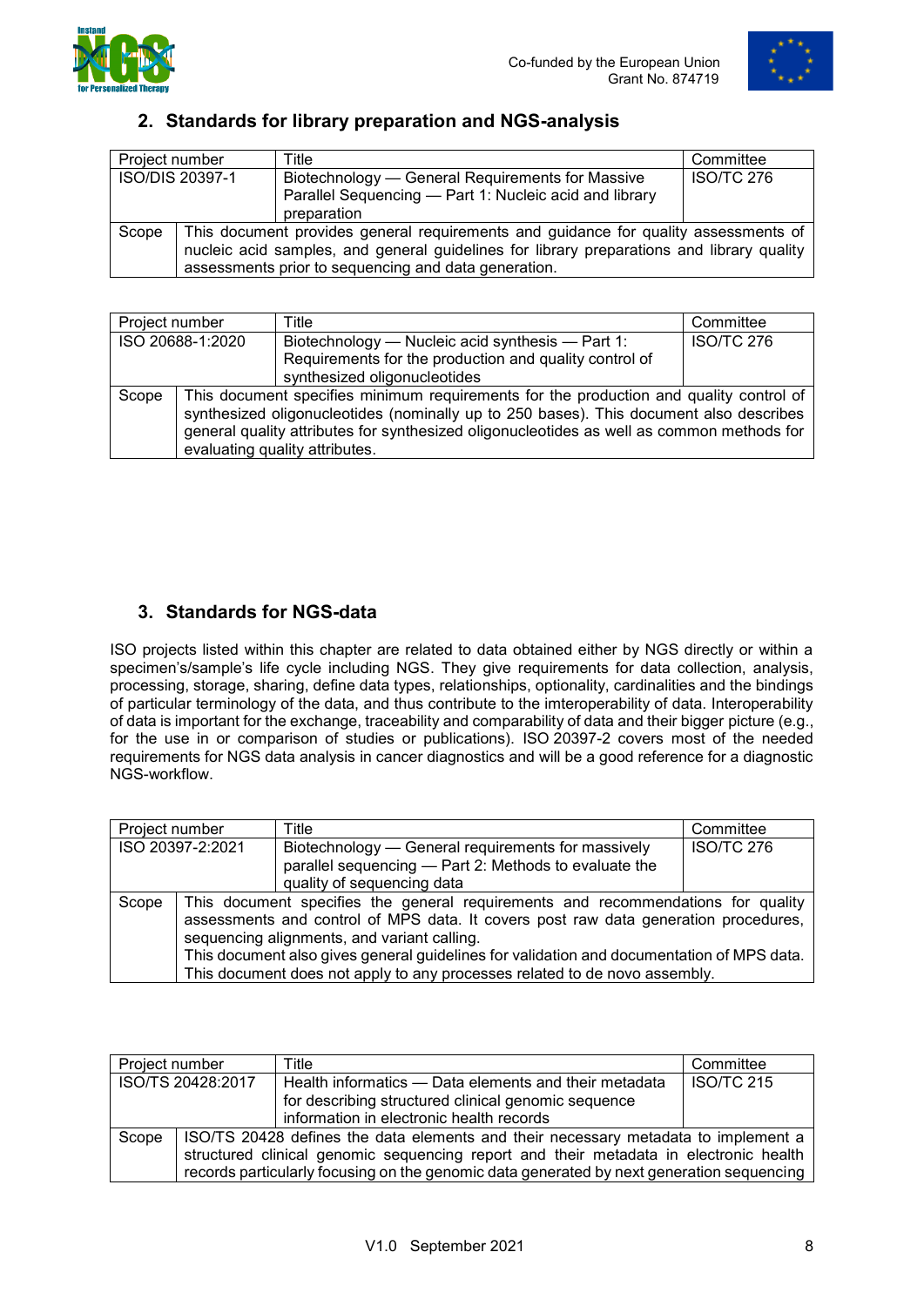## 2. Standards for library preparation and NGS-analysis

| Project number | Title | Committee |
|---|---|---|
| ISO/DIS 20397-1 | Biotechnology — General Requirements for Massive Parallel Sequencing — Part 1: Nucleic acid and library preparation | ISO/TC 276 |
| Scope | This document provides general requirements and guidance for quality assessments of nucleic acid samples, and general guidelines for library preparations and library quality assessments prior to sequencing and data generation. | |

| Project number | Title | Committee |
|---|---|---|
| ISO 20688-1:2020 | Biotechnology — Nucleic acid synthesis — Part 1: Requirements for the production and quality control of synthesized oligonucleotides | ISO/TC 276 |
| Scope | This document specifies minimum requirements for the production and quality control of synthesized oligonucleotides (nominally up to 250 bases). This document also describes general quality attributes for synthesized oligonucleotides as well as common methods for evaluating quality attributes. | |

## 3. Standards for NGS-data

ISO projects listed within this chapter are related to data obtained either by NGS directly or within a specimen's/sample's life cycle including NGS. They give requirements for data collection, analysis, processing, storage, sharing, define data types, relationships, optionality, cardinalities and the bindings of particular terminology of the data, and thus contribute to the imteroperability of data. Interoperability of data is important for the exchange, traceability and comparability of data and their bigger picture (e.g., for the use in or comparison of studies or publications). ISO 20397-2 covers most of the needed requirements for NGS data analysis in cancer diagnostics and will be a good reference for a diagnostic NGS-workflow.

| Project number | Title | Committee |
|---|---|---|
| ISO 20397-2:2021 | Biotechnology — General requirements for massively parallel sequencing — Part 2: Methods to evaluate the quality of sequencing data | ISO/TC 276 |
| Scope | This document specifies the general requirements and recommendations for quality assessments and control of MPS data. It covers post raw data generation procedures, sequencing alignments, and variant calling.<br>This document also gives general guidelines for validation and documentation of MPS data. This document does not apply to any processes related to de novo assembly. | |

| Project number | Title | Committee |
|---|---|---|
| ISO/TS 20428:2017 | Health informatics — Data elements and their metadata for describing structured clinical genomic sequence information in electronic health records | ISO/TC 215 |
| Scope | ISO/TS 20428 defines the data elements and their necessary metadata to implement a structured clinical genomic sequencing report and their metadata in electronic health records particularly focusing on the genomic data generated by next generation sequencing | |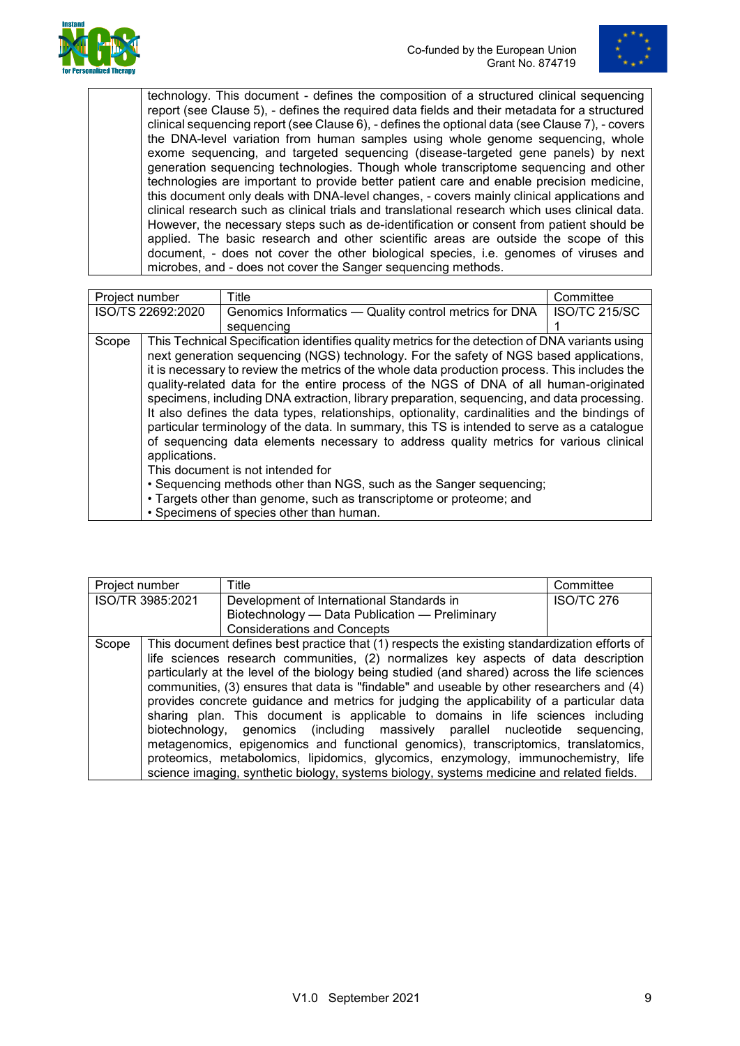| | |
|---|---|
| | technology. This document - defines the composition of a structured clinical sequencing report (see Clause 5), - defines the required data fields and their metadata for a structured clinical sequencing report (see Clause 6), - defines the optional data (see Clause 7), - covers the DNA-level variation from human samples using whole genome sequencing, whole exome sequencing, and targeted sequencing (disease-targeted gene panels) by next generation sequencing technologies. Though whole transcriptome sequencing and other technologies are important to provide better patient care and enable precision medicine, this document only deals with DNA-level changes, - covers mainly clinical applications and clinical research such as clinical trials and translational research which uses clinical data. However, the necessary steps such as de-identification or consent from patient should be applied. The basic research and other scientific areas are outside the scope of this document, - does not cover the other biological species, i.e. genomes of viruses and microbes, and - does not cover the Sanger sequencing methods. |

| Project number | Title | Committee |
|---|---|---|
| ISO/TS 22692:2020 | Genomics Informatics — Quality control metrics for DNA sequencing | ISO/TC 215/SC 1 |
| Scope | This Technical Specification identifies quality metrics for the detection of DNA variants using next generation sequencing (NGS) technology. For the safety of NGS based applications, it is necessary to review the metrics of the whole data production process. This includes the quality-related data for the entire process of the NGS of DNA of all human-originated specimens, including DNA extraction, library preparation, sequencing, and data processing. It also defines the data types, relationships, optionality, cardinalities and the bindings of particular terminology of the data. In summary, this TS is intended to serve as a catalogue of sequencing data elements necessary to address quality metrics for various clinical applications.<br>This document is not intended for<br>• Sequencing methods other than NGS, such as the Sanger sequencing;<br>• Targets other than genome, such as transcriptome or proteome; and<br>• Specimens of species other than human. | |

| Project number | Title | Committee |
|---|---|---|
| ISO/TR 3985:2021 | Development of International Standards in Biotechnology — Data Publication — Preliminary Considerations and Concepts | ISO/TC 276 |
| Scope | This document defines best practice that (1) respects the existing standardization efforts of life sciences research communities, (2) normalizes key aspects of data description particularly at the level of the biology being studied (and shared) across the life sciences communities, (3) ensures that data is "findable" and useable by other researchers and (4) provides concrete guidance and metrics for judging the applicability of a particular data sharing plan. This document is applicable to domains in life sciences including biotechnology, genomics (including massively parallel nucleotide sequencing, metagenomics, epigenomics and functional genomics), transcriptomics, translatomics, proteomics, metabolomics, lipidomics, glycomics, enzymology, immunochemistry, life science imaging, synthetic biology, systems biology, systems medicine and related fields. | |